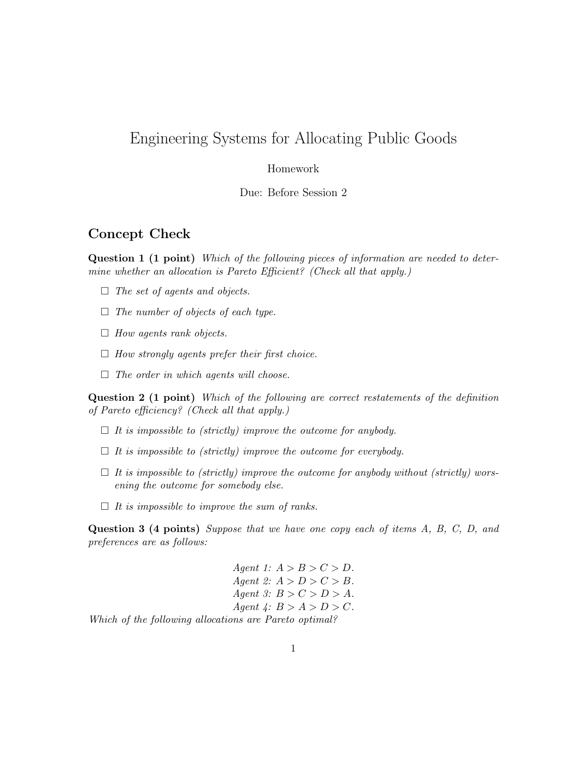# Engineering Systems for Allocating Public Goods

Homework

Due: Before Session 2

## Concept Check

**Question 1 (1 point)** *Which of the following pieces of information are needed to determine whether an allocation is Pareto Efficient? (Check all that apply.)*

- ☐ *The set of agents and objects.*
- ☐ *The number of objects of each type.*
- ☐ *How agents rank objects.*
- ☐ *How strongly agents prefer their first choice.*
- ☐ *The order in which agents will choose.*

**Question 2 (1 point)** *Which of the following are correct restatements of the definition of Pareto efficiency? (Check all that apply.)*

- ☐ *It is impossible to (strictly) improve the outcome for anybody.*
- ☐ *It is impossible to (strictly) improve the outcome for everybody.*
- ☐ *It is impossible to (strictly) improve the outcome for anybody without (strictly) worsening the outcome for somebody else.*
- ☐ *It is impossible to improve the sum of ranks.*

**Question 3 (4 points)** *Suppose that we have one copy each of items A, B, C, D, and preferences are as follows:*

$$\begin{aligned}
&\textit{Agent 1: } A > B > C > D.\\
&\textit{Agent 2: } A > D > C > B.\\
&\textit{Agent 3: } B > C > D > A.\\
&\textit{Agent 4: } B > A > D > C.
\end{aligned}$$

*Which of the following allocations are Pareto optimal?*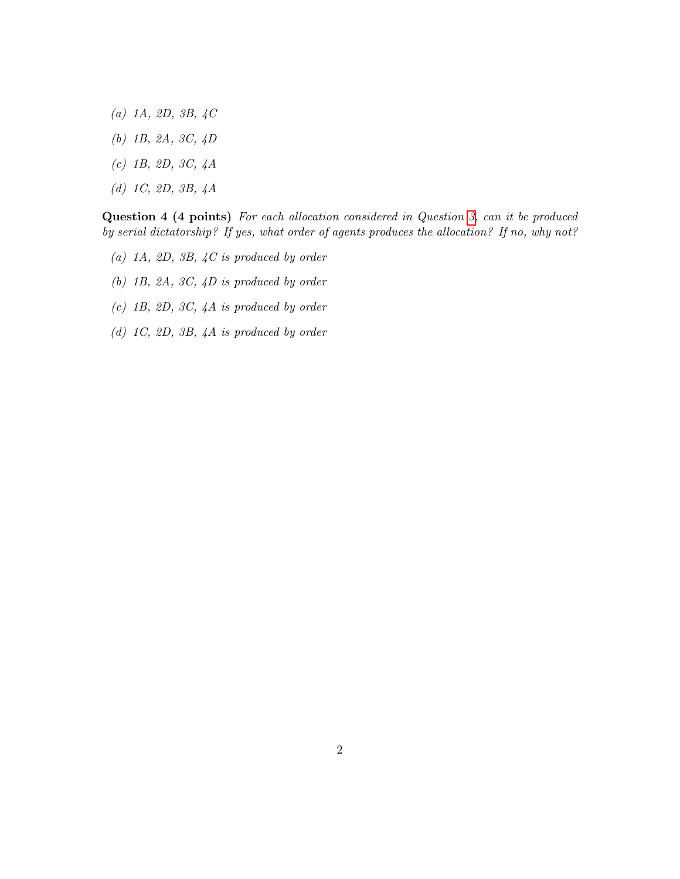*(a) 1A, 2D, 3B, 4C*

*(b) 1B, 2A, 3C, 4D*

*(c) 1B, 2D, 3C, 4A*

*(d) 1C, 2D, 3B, 4A*

**Question 4 (4 points)** *For each allocation considered in Question 3, can it be produced by serial dictatorship? If yes, what order of agents produces the allocation? If no, why not?*

*(a) 1A, 2D, 3B, 4C is produced by order*

*(b) 1B, 2A, 3C, 4D is produced by order*

*(c) 1B, 2D, 3C, 4A is produced by order*

*(d) 1C, 2D, 3B, 4A is produced by order*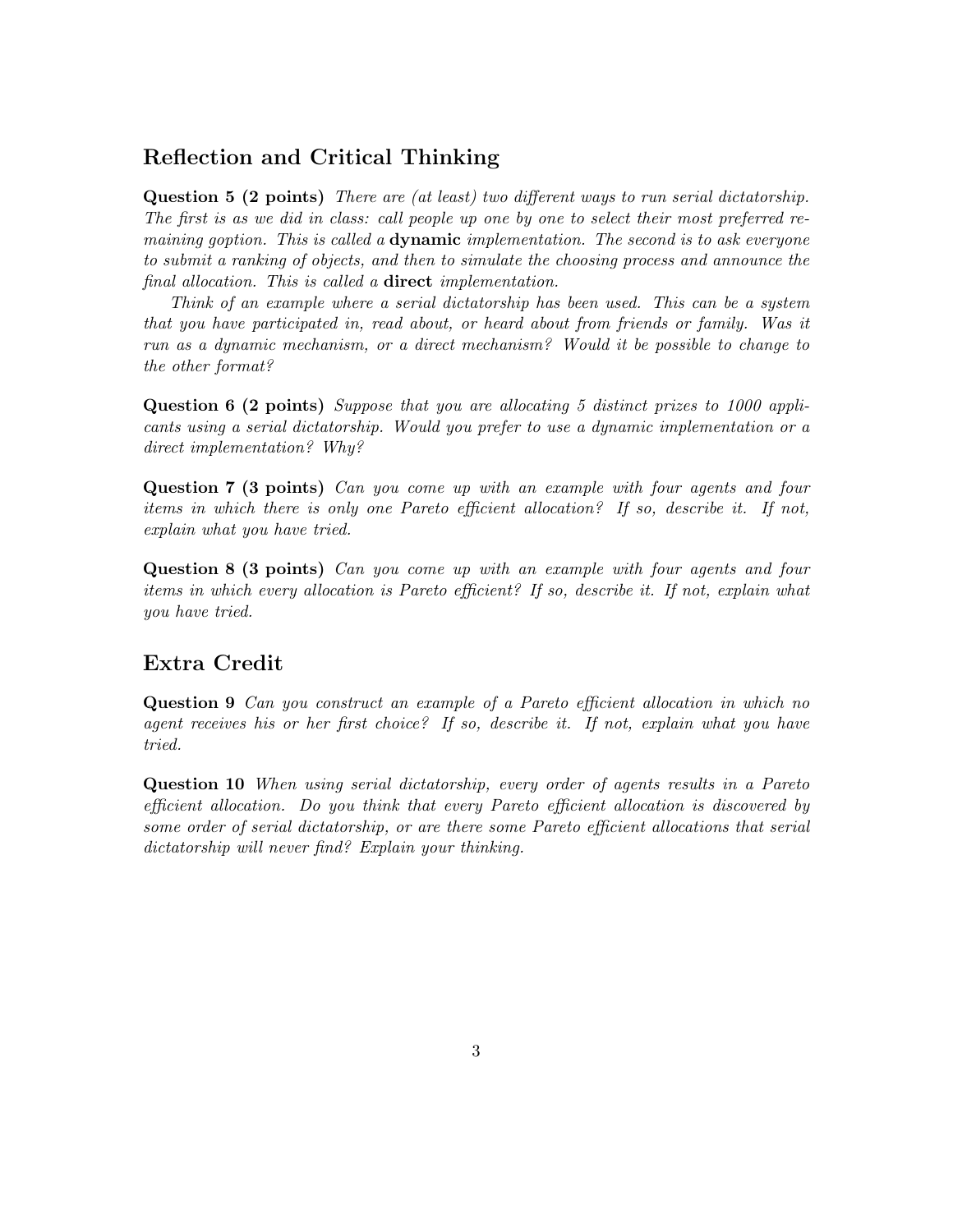## Reflection and Critical Thinking

**Question 5 (2 points)** *There are (at least) two different ways to run serial dictatorship. The first is as we did in class: call people up one by one to select their most preferred remaining goption. This is called a* **dynamic** *implementation. The second is to ask everyone to submit a ranking of objects, and then to simulate the choosing process and announce the final allocation. This is called a* **direct** *implementation.*

*Think of an example where a serial dictatorship has been used. This can be a system that you have participated in, read about, or heard about from friends or family. Was it run as a dynamic mechanism, or a direct mechanism? Would it be possible to change to the other format?*

**Question 6 (2 points)** *Suppose that you are allocating 5 distinct prizes to 1000 applicants using a serial dictatorship. Would you prefer to use a dynamic implementation or a direct implementation? Why?*

**Question 7 (3 points)** *Can you come up with an example with four agents and four items in which there is only one Pareto efficient allocation? If so, describe it. If not, explain what you have tried.*

**Question 8 (3 points)** *Can you come up with an example with four agents and four items in which every allocation is Pareto efficient? If so, describe it. If not, explain what you have tried.*

## Extra Credit

**Question 9** *Can you construct an example of a Pareto efficient allocation in which no agent receives his or her first choice? If so, describe it. If not, explain what you have tried.*

**Question 10** *When using serial dictatorship, every order of agents results in a Pareto efficient allocation. Do you think that every Pareto efficient allocation is discovered by some order of serial dictatorship, or are there some Pareto efficient allocations that serial dictatorship will never find? Explain your thinking.*